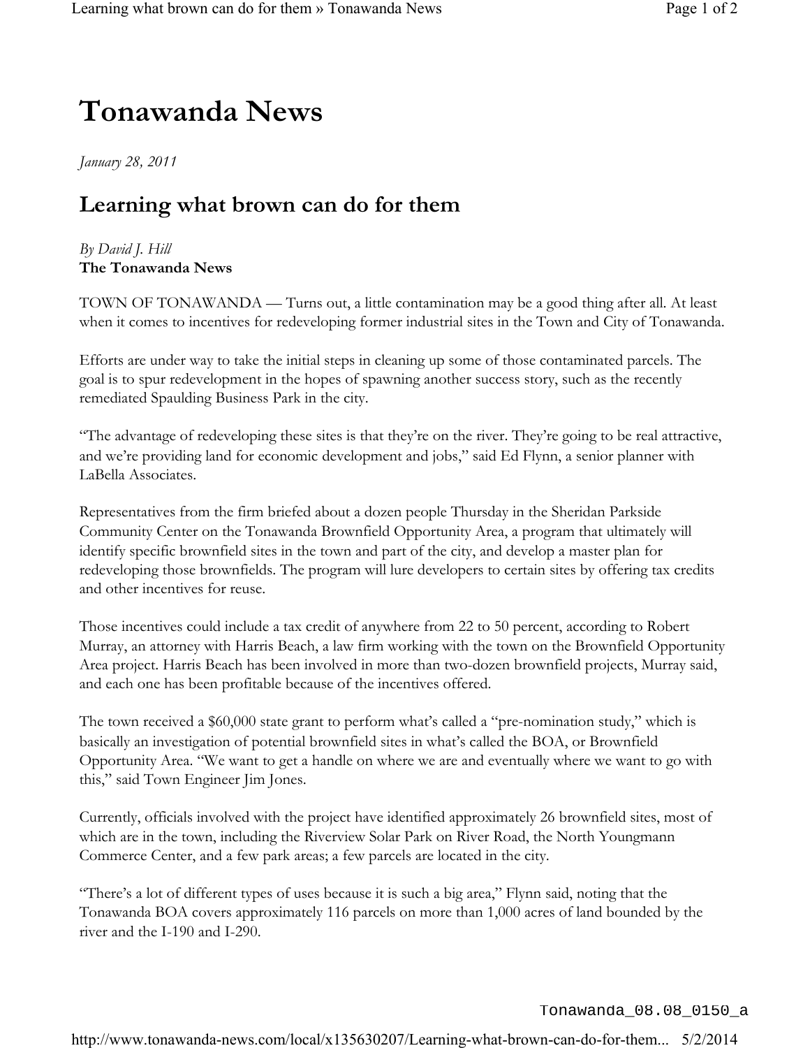# Tonawanda News

*January 28, 2011*

## Learning what brown can do for them

*By David J. Hill*
**The Tonawanda News**

TOWN OF TONAWANDA — Turns out, a little contamination may be a good thing after all. At least when it comes to incentives for redeveloping former industrial sites in the Town and City of Tonawanda.

Efforts are under way to take the initial steps in cleaning up some of those contaminated parcels. The goal is to spur redevelopment in the hopes of spawning another success story, such as the recently remediated Spaulding Business Park in the city.

"The advantage of redeveloping these sites is that they're on the river. They're going to be real attractive, and we're providing land for economic development and jobs," said Ed Flynn, a senior planner with LaBella Associates.

Representatives from the firm briefed about a dozen people Thursday in the Sheridan Parkside Community Center on the Tonawanda Brownfield Opportunity Area, a program that ultimately will identify specific brownfield sites in the town and part of the city, and develop a master plan for redeveloping those brownfields. The program will lure developers to certain sites by offering tax credits and other incentives for reuse.

Those incentives could include a tax credit of anywhere from 22 to 50 percent, according to Robert Murray, an attorney with Harris Beach, a law firm working with the town on the Brownfield Opportunity Area project. Harris Beach has been involved in more than two-dozen brownfield projects, Murray said, and each one has been profitable because of the incentives offered.

The town received a $60,000 state grant to perform what's called a "pre-nomination study," which is basically an investigation of potential brownfield sites in what's called the BOA, or Brownfield Opportunity Area. "We want to get a handle on where we are and eventually where we want to go with this," said Town Engineer Jim Jones.

Currently, officials involved with the project have identified approximately 26 brownfield sites, most of which are in the town, including the Riverview Solar Park on River Road, the North Youngmann Commerce Center, and a few park areas; a few parcels are located in the city.

"There's a lot of different types of uses because it is such a big area," Flynn said, noting that the Tonawanda BOA covers approximately 116 parcels on more than 1,000 acres of land bounded by the river and the I-190 and I-290.

Tonawanda_08.08_0150_a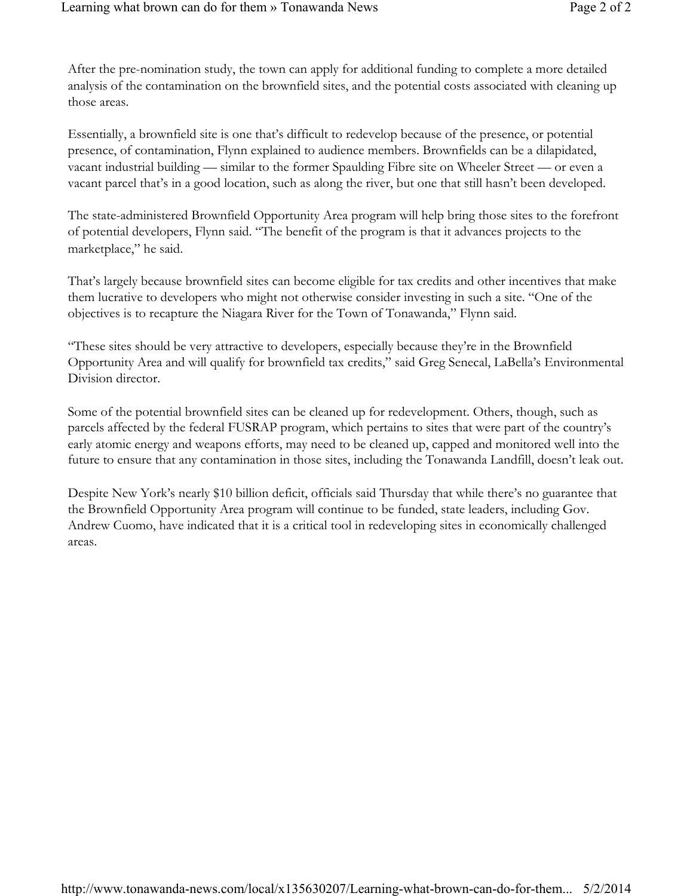After the pre-nomination study, the town can apply for additional funding to complete a more detailed analysis of the contamination on the brownfield sites, and the potential costs associated with cleaning up those areas.

Essentially, a brownfield site is one that's difficult to redevelop because of the presence, or potential presence, of contamination, Flynn explained to audience members. Brownfields can be a dilapidated, vacant industrial building — similar to the former Spaulding Fibre site on Wheeler Street — or even a vacant parcel that's in a good location, such as along the river, but one that still hasn't been developed.

The state-administered Brownfield Opportunity Area program will help bring those sites to the forefront of potential developers, Flynn said. "The benefit of the program is that it advances projects to the marketplace," he said.

That's largely because brownfield sites can become eligible for tax credits and other incentives that make them lucrative to developers who might not otherwise consider investing in such a site. "One of the objectives is to recapture the Niagara River for the Town of Tonawanda," Flynn said.

"These sites should be very attractive to developers, especially because they're in the Brownfield Opportunity Area and will qualify for brownfield tax credits," said Greg Senecal, LaBella's Environmental Division director.

Some of the potential brownfield sites can be cleaned up for redevelopment. Others, though, such as parcels affected by the federal FUSRAP program, which pertains to sites that were part of the country's early atomic energy and weapons efforts, may need to be cleaned up, capped and monitored well into the future to ensure that any contamination in those sites, including the Tonawanda Landfill, doesn't leak out.

Despite New York's nearly $10 billion deficit, officials said Thursday that while there's no guarantee that the Brownfield Opportunity Area program will continue to be funded, state leaders, including Gov. Andrew Cuomo, have indicated that it is a critical tool in redeveloping sites in economically challenged areas.